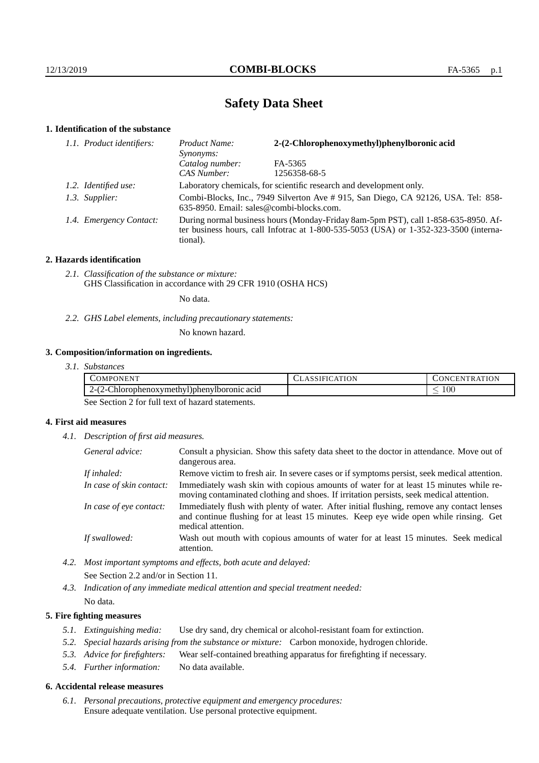# Safety Data Sheet

## 1. Identification of the substance

*1.1. Product identifiers:*

| | |
|---|---|
| *Product Name:* | **2-(2-Chlorophenoxymethyl)phenylboronic acid** |
| *Synonyms:* | |
| *Catalog number:* | FA-5365 |
| *CAS Number:* | 1256358-68-5 |

*1.2. Identified use:* Laboratory chemicals, for scientific research and development only.

*1.3. Supplier:* Combi-Blocks, Inc., 7949 Silverton Ave # 915, San Diego, CA 92126, USA. Tel: 858-635-8950. Email: sales@combi-blocks.com.

*1.4. Emergency Contact:* During normal business hours (Monday-Friday 8am-5pm PST), call 1-858-635-8950. After business hours, call Infotrac at 1-800-535-5053 (USA) or 1-352-323-3500 (international).

## 2. Hazards identification

*2.1. Classification of the substance or mixture:*
GHS Classification in accordance with 29 CFR 1910 (OSHA HCS)

No data.

*2.2. GHS Label elements, including precautionary statements:*

No known hazard.

## 3. Composition/information on ingredients.

*3.1. Substances*

| COMPONENT | CLASSIFICATION | CONCENTRATION |
|---|---|---|
| 2-(2-Chlorophenoxymethyl)phenylboronic acid | | $\leq 100$ |

See Section 2 for full text of hazard statements.

## 4. First aid measures

*4.1. Description of first aid measures.*

*General advice:* Consult a physician. Show this safety data sheet to the doctor in attendance. Move out of dangerous area.

*If inhaled:* Remove victim to fresh air. In severe cases or if symptoms persist, seek medical attention.

*In case of skin contact:* Immediately wash skin with copious amounts of water for at least 15 minutes while removing contaminated clothing and shoes. If irritation persists, seek medical attention.

*In case of eye contact:* Immediately flush with plenty of water. After initial flushing, remove any contact lenses and continue flushing for at least 15 minutes. Keep eye wide open while rinsing. Get medical attention.

*If swallowed:* Wash out mouth with copious amounts of water for at least 15 minutes. Seek medical attention.

*4.2. Most important symptoms and effects, both acute and delayed:*

See Section 2.2 and/or in Section 11.

*4.3. Indication of any immediate medical attention and special treatment needed:*

No data.

## 5. Fire fighting measures

*5.1. Extinguishing media:* Use dry sand, dry chemical or alcohol-resistant foam for extinction.

*5.2. Special hazards arising from the substance or mixture:* Carbon monoxide, hydrogen chloride.

*5.3. Advice for firefighters:* Wear self-contained breathing apparatus for firefighting if necessary.

*5.4. Further information:* No data available.

## 6. Accidental release measures

*6.1. Personal precautions, protective equipment and emergency procedures:*
Ensure adequate ventilation. Use personal protective equipment.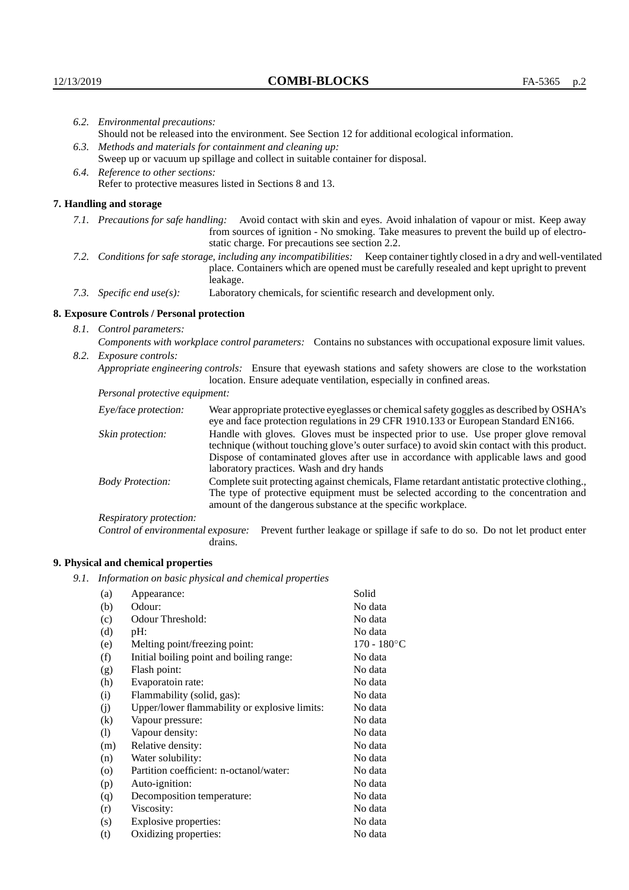6.2. *Environmental precautions:*
Should not be released into the environment. See Section 12 for additional ecological information.

6.3. *Methods and materials for containment and cleaning up:*
Sweep up or vacuum up spillage and collect in suitable container for disposal.

6.4. *Reference to other sections:*
Refer to protective measures listed in Sections 8 and 13.

## 7. Handling and storage

7.1. *Precautions for safe handling:* Avoid contact with skin and eyes. Avoid inhalation of vapour or mist. Keep away from sources of ignition - No smoking. Take measures to prevent the build up of electrostatic charge. For precautions see section 2.2.

7.2. *Conditions for safe storage, including any incompatibilities:* Keep container tightly closed in a dry and well-ventilated place. Containers which are opened must be carefully resealed and kept upright to prevent leakage.

7.3. *Specific end use(s):* Laboratory chemicals, for scientific research and development only.

## 8. Exposure Controls / Personal protection

8.1. *Control parameters:*
*Components with workplace control parameters:* Contains no substances with occupational exposure limit values.

8.2. *Exposure controls:*
*Appropriate engineering controls:* Ensure that eyewash stations and safety showers are close to the workstation location. Ensure adequate ventilation, especially in confined areas.

*Personal protective equipment:*

*Eye/face protection:* Wear appropriate protective eyeglasses or chemical safety goggles as described by OSHA's eye and face protection regulations in 29 CFR 1910.133 or European Standard EN166.

*Skin protection:* Handle with gloves. Gloves must be inspected prior to use. Use proper glove removal technique (without touching glove's outer surface) to avoid skin contact with this product. Dispose of contaminated gloves after use in accordance with applicable laws and good laboratory practices. Wash and dry hands

*Body Protection:* Complete suit protecting against chemicals, Flame retardant antistatic protective clothing., The type of protective equipment must be selected according to the concentration and amount of the dangerous substance at the specific workplace.

*Respiratory protection:*

*Control of environmental exposure:* Prevent further leakage or spillage if safe to do so. Do not let product enter drains.

## 9. Physical and chemical properties

9.1. *Information on basic physical and chemical properties*

| | | |
|---|---|---|
| (a) | Appearance: | Solid |
| (b) | Odour: | No data |
| (c) | Odour Threshold: | No data |
| (d) | pH: | No data |
| (e) | Melting point/freezing point: | 170 - 180°C |
| (f) | Initial boiling point and boiling range: | No data |
| (g) | Flash point: | No data |
| (h) | Evaporatoin rate: | No data |
| (i) | Flammability (solid, gas): | No data |
| (j) | Upper/lower flammability or explosive limits: | No data |
| (k) | Vapour pressure: | No data |
| (l) | Vapour density: | No data |
| (m) | Relative density: | No data |
| (n) | Water solubility: | No data |
| (o) | Partition coefficient: n-octanol/water: | No data |
| (p) | Auto-ignition: | No data |
| (q) | Decomposition temperature: | No data |
| (r) | Viscosity: | No data |
| (s) | Explosive properties: | No data |
| (t) | Oxidizing properties: | No data |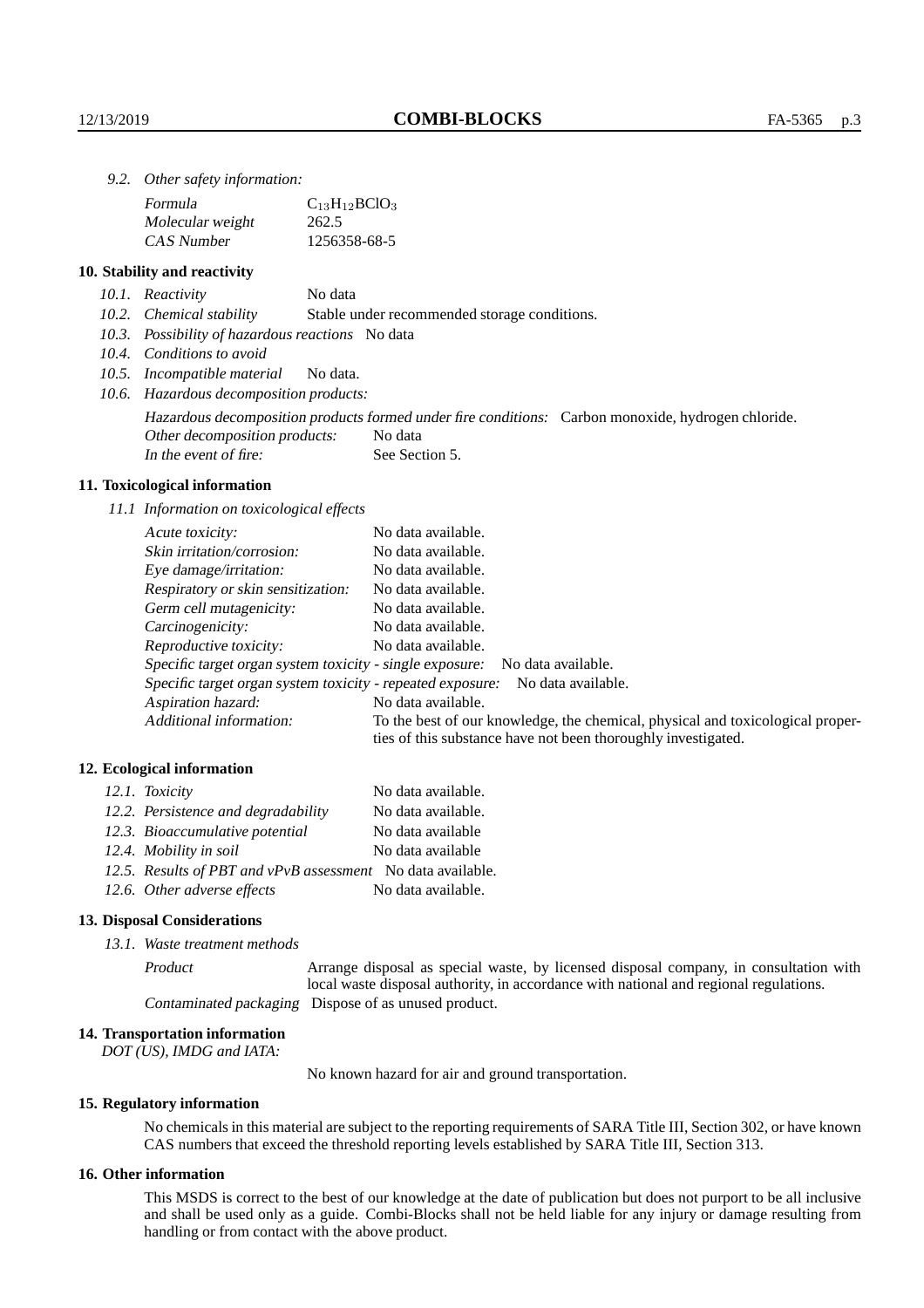*9.2. Other safety information:*

| | |
|---|---|
| *Formula* | $C_{13}H_{12}BClO_3$ |
| *Molecular weight* | 262.5 |
| *CAS Number* | 1256358-68-5 |

## 10. Stability and reactivity

*10.1. Reactivity* No data

*10.2. Chemical stability* Stable under recommended storage conditions.

*10.3. Possibility of hazardous reactions* No data

*10.4. Conditions to avoid*

*10.5. Incompatible material* No data.

*10.6. Hazardous decomposition products:*

*Hazardous decomposition products formed under fire conditions:* Carbon monoxide, hydrogen chloride.

*Other decomposition products:* No data

*In the event of fire:* See Section 5.

## 11. Toxicological information

*11.1 Information on toxicological effects*

| | |
|---|---|
| *Acute toxicity:* | No data available. |
| *Skin irritation/corrosion:* | No data available. |
| *Eye damage/irritation:* | No data available. |
| *Respiratory or skin sensitization:* | No data available. |
| *Germ cell mutagenicity:* | No data available. |
| *Carcinogenicity:* | No data available. |
| *Reproductive toxicity:* | No data available. |
| *Specific target organ system toxicity - single exposure:* | No data available. |
| *Specific target organ system toxicity - repeated exposure:* | No data available. |
| *Aspiration hazard:* | No data available. |
| *Additional information:* | To the best of our knowledge, the chemical, physical and toxicological properties of this substance have not been thoroughly investigated. |

## 12. Ecological information

| | |
|---|---|
| *12.1. Toxicity* | No data available. |
| *12.2. Persistence and degradability* | No data available. |
| *12.3. Bioaccumulative potential* | No data available |
| *12.4. Mobility in soil* | No data available |
| *12.5. Results of PBT and vPvB assessment* | No data available. |
| *12.6. Other adverse effects* | No data available. |

## 13. Disposal Considerations

*13.1. Waste treatment methods*

*Product* Arrange disposal as special waste, by licensed disposal company, in consultation with local waste disposal authority, in accordance with national and regional regulations.

*Contaminated packaging* Dispose of as unused product.

## 14. Transportation information

*DOT (US), IMDG and IATA:*

No known hazard for air and ground transportation.

## 15. Regulatory information

No chemicals in this material are subject to the reporting requirements of SARA Title III, Section 302, or have known CAS numbers that exceed the threshold reporting levels established by SARA Title III, Section 313.

## 16. Other information

This MSDS is correct to the best of our knowledge at the date of publication but does not purport to be all inclusive and shall be used only as a guide. Combi-Blocks shall not be held liable for any injury or damage resulting from handling or from contact with the above product.